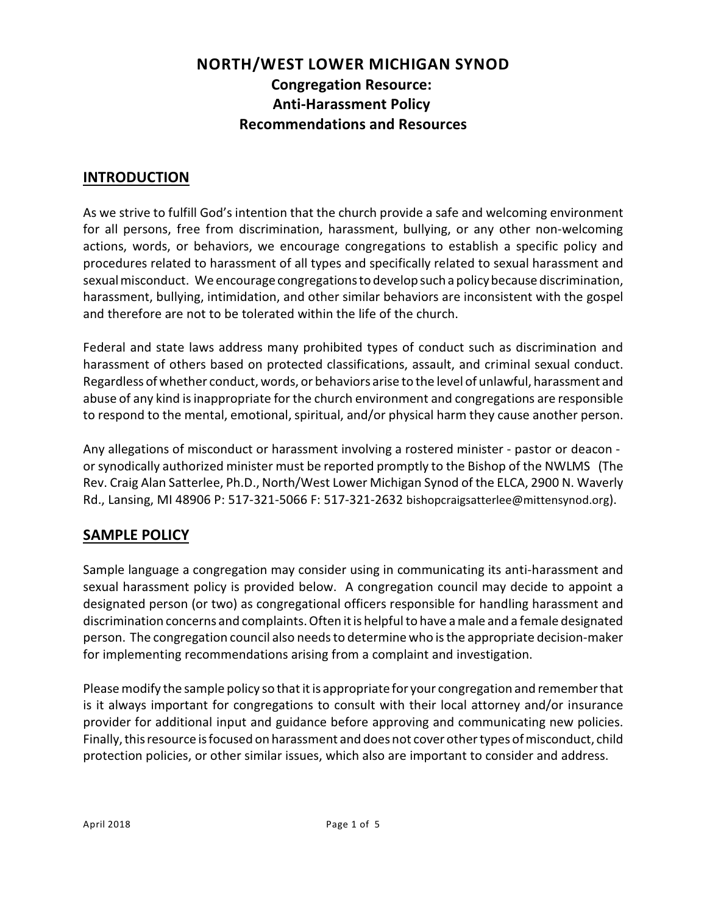# NORTH/WEST LOWER MICHIGAN SYNOD

## Congregation Resource:
## Anti-Harassment Policy
## Recommendations and Resources

## INTRODUCTION

As we strive to fulfill God's intention that the church provide a safe and welcoming environment for all persons, free from discrimination, harassment, bullying, or any other non-welcoming actions, words, or behaviors, we encourage congregations to establish a specific policy and procedures related to harassment of all types and specifically related to sexual harassment and sexual misconduct. We encourage congregations to develop such a policy because discrimination, harassment, bullying, intimidation, and other similar behaviors are inconsistent with the gospel and therefore are not to be tolerated within the life of the church.

Federal and state laws address many prohibited types of conduct such as discrimination and harassment of others based on protected classifications, assault, and criminal sexual conduct. Regardless of whether conduct, words, or behaviors arise to the level of unlawful, harassment and abuse of any kind is inappropriate for the church environment and congregations are responsible to respond to the mental, emotional, spiritual, and/or physical harm they cause another person.

Any allegations of misconduct or harassment involving a rostered minister - pastor or deacon - or synodically authorized minister must be reported promptly to the Bishop of the NWLMS (The Rev. Craig Alan Satterlee, Ph.D., North/West Lower Michigan Synod of the ELCA, 2900 N. Waverly Rd., Lansing, MI 48906 P: 517-321-5066 F: 517-321-2632 bishopcraigsatterlee@mittensynod.org).

## SAMPLE POLICY

Sample language a congregation may consider using in communicating its anti-harassment and sexual harassment policy is provided below. A congregation council may decide to appoint a designated person (or two) as congregational officers responsible for handling harassment and discrimination concerns and complaints. Often it is helpful to have a male and a female designated person. The congregation council also needs to determine who is the appropriate decision-maker for implementing recommendations arising from a complaint and investigation.

Please modify the sample policy so that it is appropriate for your congregation and remember that is it always important for congregations to consult with their local attorney and/or insurance provider for additional input and guidance before approving and communicating new policies. Finally, this resource is focused on harassment and does not cover other types of misconduct, child protection policies, or other similar issues, which also are important to consider and address.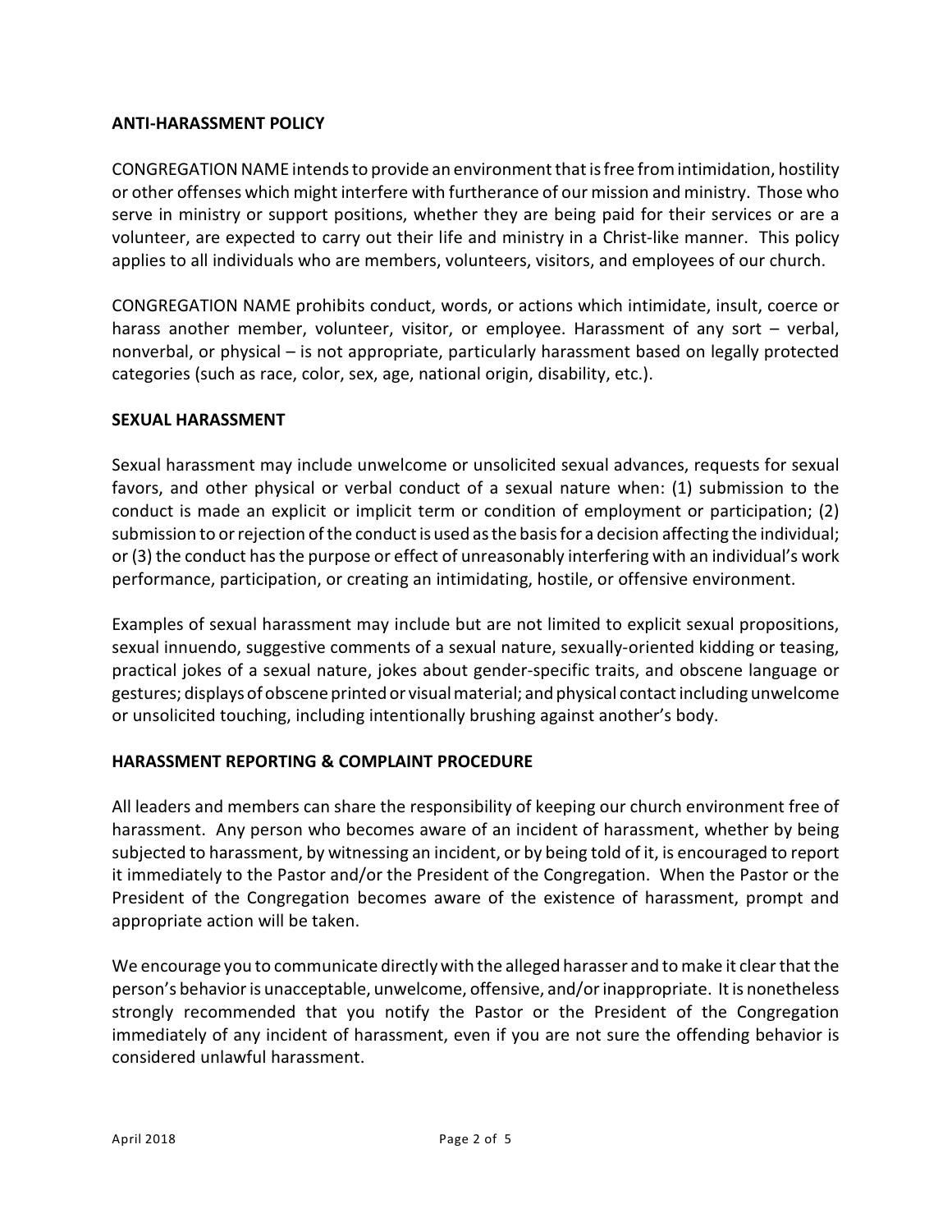## ANTI-HARASSMENT POLICY

CONGREGATION NAME intends to provide an environment that is free from intimidation, hostility or other offenses which might interfere with furtherance of our mission and ministry. Those who serve in ministry or support positions, whether they are being paid for their services or are a volunteer, are expected to carry out their life and ministry in a Christ-like manner. This policy applies to all individuals who are members, volunteers, visitors, and employees of our church.

CONGREGATION NAME prohibits conduct, words, or actions which intimidate, insult, coerce or harass another member, volunteer, visitor, or employee. Harassment of any sort – verbal, nonverbal, or physical – is not appropriate, particularly harassment based on legally protected categories (such as race, color, sex, age, national origin, disability, etc.).

## SEXUAL HARASSMENT

Sexual harassment may include unwelcome or unsolicited sexual advances, requests for sexual favors, and other physical or verbal conduct of a sexual nature when: (1) submission to the conduct is made an explicit or implicit term or condition of employment or participation; (2) submission to or rejection of the conduct is used as the basis for a decision affecting the individual; or (3) the conduct has the purpose or effect of unreasonably interfering with an individual's work performance, participation, or creating an intimidating, hostile, or offensive environment.

Examples of sexual harassment may include but are not limited to explicit sexual propositions, sexual innuendo, suggestive comments of a sexual nature, sexually-oriented kidding or teasing, practical jokes of a sexual nature, jokes about gender-specific traits, and obscene language or gestures; displays of obscene printed or visual material; and physical contact including unwelcome or unsolicited touching, including intentionally brushing against another's body.

## HARASSMENT REPORTING & COMPLAINT PROCEDURE

All leaders and members can share the responsibility of keeping our church environment free of harassment. Any person who becomes aware of an incident of harassment, whether by being subjected to harassment, by witnessing an incident, or by being told of it, is encouraged to report it immediately to the Pastor and/or the President of the Congregation. When the Pastor or the President of the Congregation becomes aware of the existence of harassment, prompt and appropriate action will be taken.

We encourage you to communicate directly with the alleged harasser and to make it clear that the person's behavior is unacceptable, unwelcome, offensive, and/or inappropriate. It is nonetheless strongly recommended that you notify the Pastor or the President of the Congregation immediately of any incident of harassment, even if you are not sure the offending behavior is considered unlawful harassment.

April 2018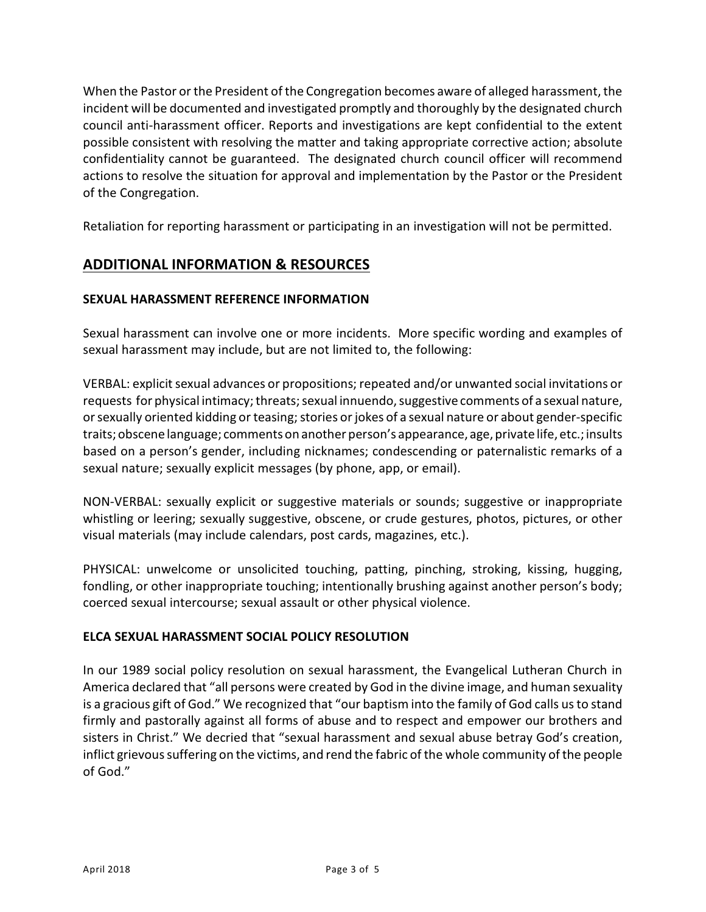When the Pastor or the President of the Congregation becomes aware of alleged harassment, the incident will be documented and investigated promptly and thoroughly by the designated church council anti-harassment officer. Reports and investigations are kept confidential to the extent possible consistent with resolving the matter and taking appropriate corrective action; absolute confidentiality cannot be guaranteed. The designated church council officer will recommend actions to resolve the situation for approval and implementation by the Pastor or the President of the Congregation.

Retaliation for reporting harassment or participating in an investigation will not be permitted.

## ADDITIONAL INFORMATION & RESOURCES

### SEXUAL HARASSMENT REFERENCE INFORMATION

Sexual harassment can involve one or more incidents. More specific wording and examples of sexual harassment may include, but are not limited to, the following:

VERBAL: explicit sexual advances or propositions; repeated and/or unwanted social invitations or requests for physical intimacy; threats; sexual innuendo, suggestive comments of a sexual nature, or sexually oriented kidding or teasing; stories or jokes of a sexual nature or about gender-specific traits; obscene language; comments on another person's appearance, age, private life, etc.; insults based on a person's gender, including nicknames; condescending or paternalistic remarks of a sexual nature; sexually explicit messages (by phone, app, or email).

NON-VERBAL: sexually explicit or suggestive materials or sounds; suggestive or inappropriate whistling or leering; sexually suggestive, obscene, or crude gestures, photos, pictures, or other visual materials (may include calendars, post cards, magazines, etc.).

PHYSICAL: unwelcome or unsolicited touching, patting, pinching, stroking, kissing, hugging, fondling, or other inappropriate touching; intentionally brushing against another person's body; coerced sexual intercourse; sexual assault or other physical violence.

### ELCA SEXUAL HARASSMENT SOCIAL POLICY RESOLUTION

In our 1989 social policy resolution on sexual harassment, the Evangelical Lutheran Church in America declared that "all persons were created by God in the divine image, and human sexuality is a gracious gift of God." We recognized that "our baptism into the family of God calls us to stand firmly and pastorally against all forms of abuse and to respect and empower our brothers and sisters in Christ." We decried that "sexual harassment and sexual abuse betray God's creation, inflict grievous suffering on the victims, and rend the fabric of the whole community of the people of God."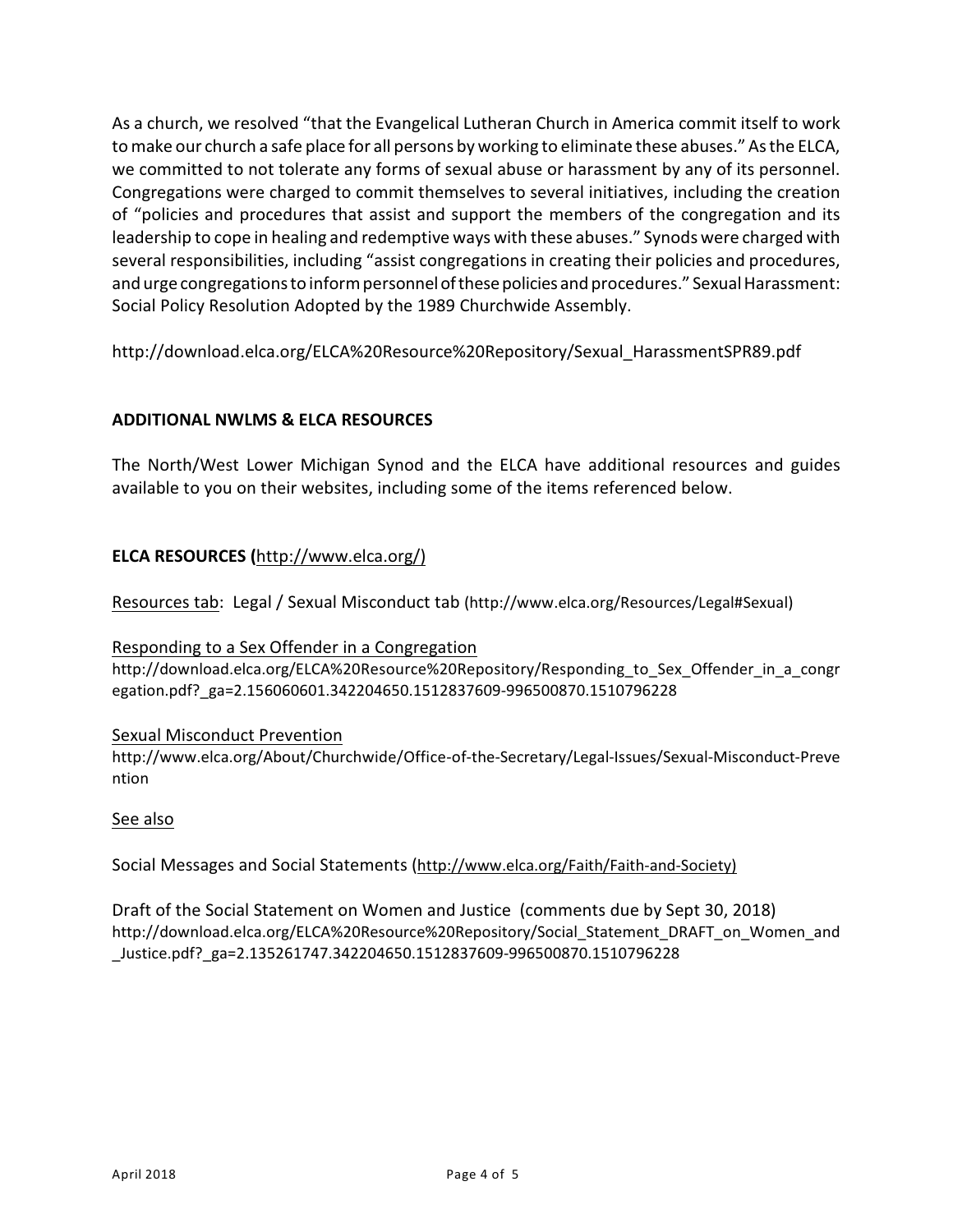As a church, we resolved "that the Evangelical Lutheran Church in America commit itself to work to make our church a safe place for all persons by working to eliminate these abuses." As the ELCA, we committed to not tolerate any forms of sexual abuse or harassment by any of its personnel. Congregations were charged to commit themselves to several initiatives, including the creation of "policies and procedures that assist and support the members of the congregation and its leadership to cope in healing and redemptive ways with these abuses." Synods were charged with several responsibilities, including "assist congregations in creating their policies and procedures, and urge congregations to inform personnel of these policies and procedures." Sexual Harassment: Social Policy Resolution Adopted by the 1989 Churchwide Assembly.

http://download.elca.org/ELCA%20Resource%20Repository/Sexual_HarassmentSPR89.pdf

**ADDITIONAL NWLMS & ELCA RESOURCES**

The North/West Lower Michigan Synod and the ELCA have additional resources and guides available to you on their websites, including some of the items referenced below.

**ELCA RESOURCES (**http://www.elca.org/)

Resources tab: Legal / Sexual Misconduct tab (http://www.elca.org/Resources/Legal#Sexual)

Responding to a Sex Offender in a Congregation
http://download.elca.org/ELCA%20Resource%20Repository/Responding_to_Sex_Offender_in_a_congregation.pdf?_ga=2.156060601.342204650.1512837609-996500870.1510796228

Sexual Misconduct Prevention
http://www.elca.org/About/Churchwide/Office-of-the-Secretary/Legal-Issues/Sexual-Misconduct-Prevention

See also

Social Messages and Social Statements (http://www.elca.org/Faith/Faith-and-Society)

Draft of the Social Statement on Women and Justice (comments due by Sept 30, 2018)
http://download.elca.org/ELCA%20Resource%20Repository/Social_Statement_DRAFT_on_Women_and_Justice.pdf?_ga=2.135261747.342204650.1512837609-996500870.1510796228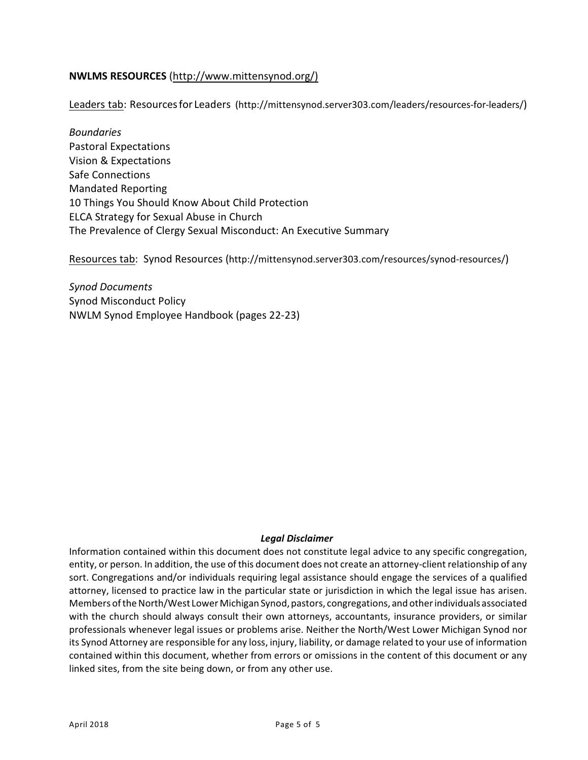**NWLMS RESOURCES** (http://www.mittensynod.org/)

Leaders tab: Resources for Leaders (http://mittensynod.server303.com/leaders/resources-for-leaders/)

*Boundaries*
Pastoral Expectations
Vision & Expectations
Safe Connections
Mandated Reporting
10 Things You Should Know About Child Protection
ELCA Strategy for Sexual Abuse in Church
The Prevalence of Clergy Sexual Misconduct: An Executive Summary

Resources tab: Synod Resources (http://mittensynod.server303.com/resources/synod-resources/)

*Synod Documents*
Synod Misconduct Policy
NWLM Synod Employee Handbook (pages 22-23)

***Legal Disclaimer***

Information contained within this document does not constitute legal advice to any specific congregation, entity, or person. In addition, the use of this document does not create an attorney-client relationship of any sort. Congregations and/or individuals requiring legal assistance should engage the services of a qualified attorney, licensed to practice law in the particular state or jurisdiction in which the legal issue has arisen. Members of the North/West Lower Michigan Synod, pastors, congregations, and other individuals associated with the church should always consult their own attorneys, accountants, insurance providers, or similar professionals whenever legal issues or problems arise. Neither the North/West Lower Michigan Synod nor its Synod Attorney are responsible for any loss, injury, liability, or damage related to your use of information contained within this document, whether from errors or omissions in the content of this document or any linked sites, from the site being down, or from any other use.

April 2018